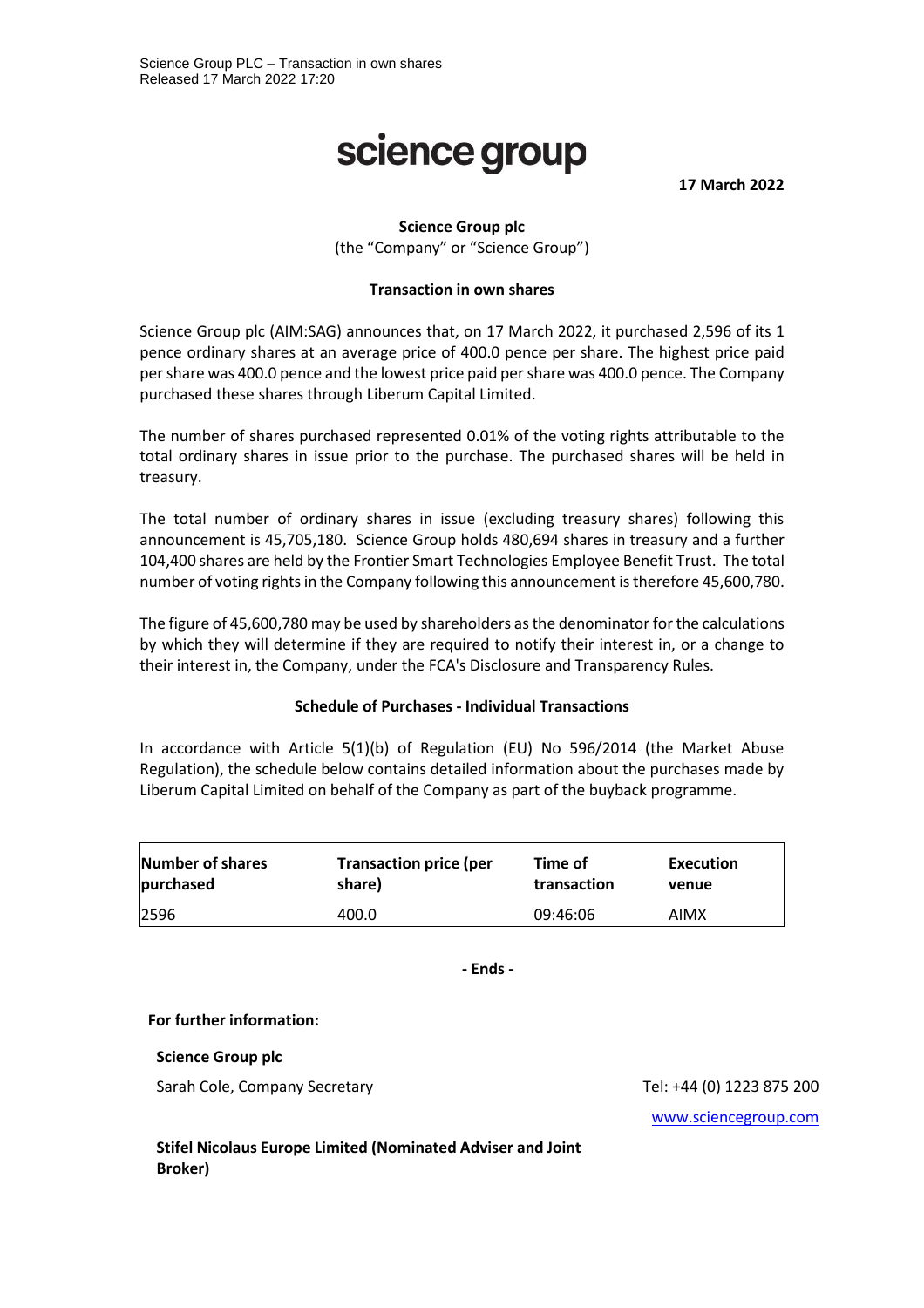Science Group PLC – Transaction in own shares
Released 17 March 2022 17:20

# science group

**17 March 2022**

**Science Group plc**
(the "Company" or "Science Group")

**Transaction in own shares**

Science Group plc (AIM:SAG) announces that, on 17 March 2022, it purchased 2,596 of its 1 pence ordinary shares at an average price of 400.0 pence per share. The highest price paid per share was 400.0 pence and the lowest price paid per share was 400.0 pence. The Company purchased these shares through Liberum Capital Limited.

The number of shares purchased represented 0.01% of the voting rights attributable to the total ordinary shares in issue prior to the purchase. The purchased shares will be held in treasury.

The total number of ordinary shares in issue (excluding treasury shares) following this announcement is 45,705,180. Science Group holds 480,694 shares in treasury and a further 104,400 shares are held by the Frontier Smart Technologies Employee Benefit Trust. The total number of voting rights in the Company following this announcement is therefore 45,600,780.

The figure of 45,600,780 may be used by shareholders as the denominator for the calculations by which they will determine if they are required to notify their interest in, or a change to their interest in, the Company, under the FCA's Disclosure and Transparency Rules.

**Schedule of Purchases - Individual Transactions**

In accordance with Article 5(1)(b) of Regulation (EU) No 596/2014 (the Market Abuse Regulation), the schedule below contains detailed information about the purchases made by Liberum Capital Limited on behalf of the Company as part of the buyback programme.

| Number of shares purchased | Transaction price (per share) | Time of transaction | Execution venue |
|---|---|---|---|
| 2596 | 400.0 | 09:46:06 | AIMX |

**- Ends -**

**For further information:**

**Science Group plc**

Sarah Cole, Company Secretary — Tel: +44 (0) 1223 875 200

www.sciencegroup.com

**Stifel Nicolaus Europe Limited (Nominated Adviser and Joint Broker)**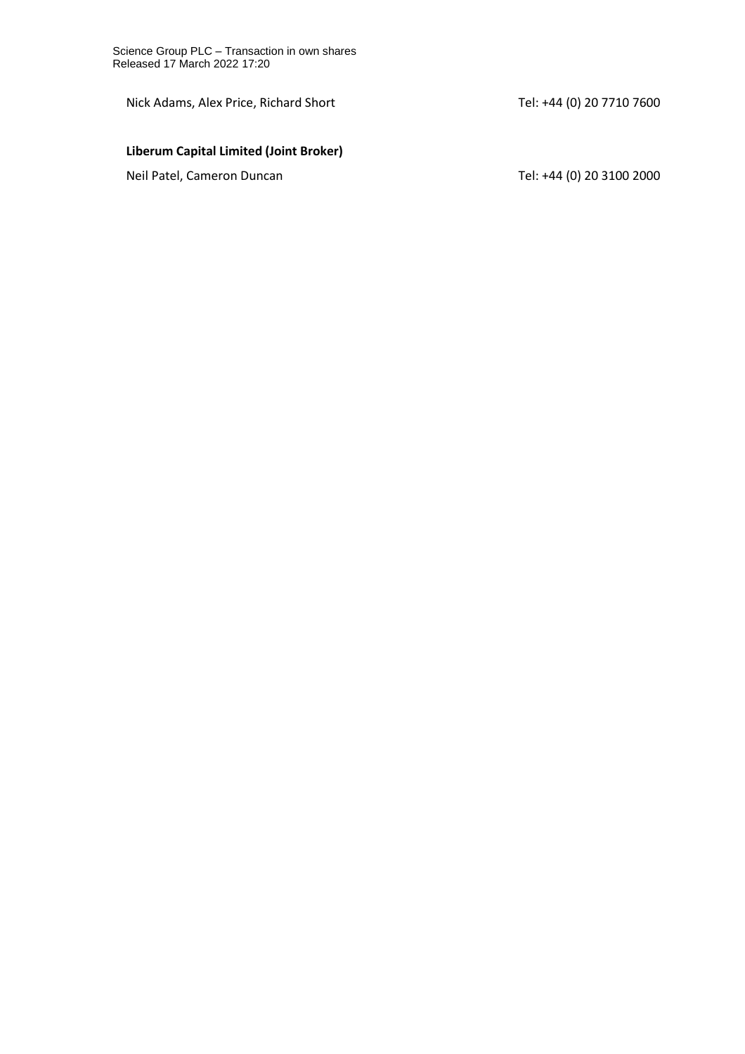Nick Adams, Alex Price, Richard Short Tel: +44 (0) 20 7710 7600

**Liberum Capital Limited (Joint Broker)**

Neil Patel, Cameron Duncan Tel: +44 (0) 20 3100 2000